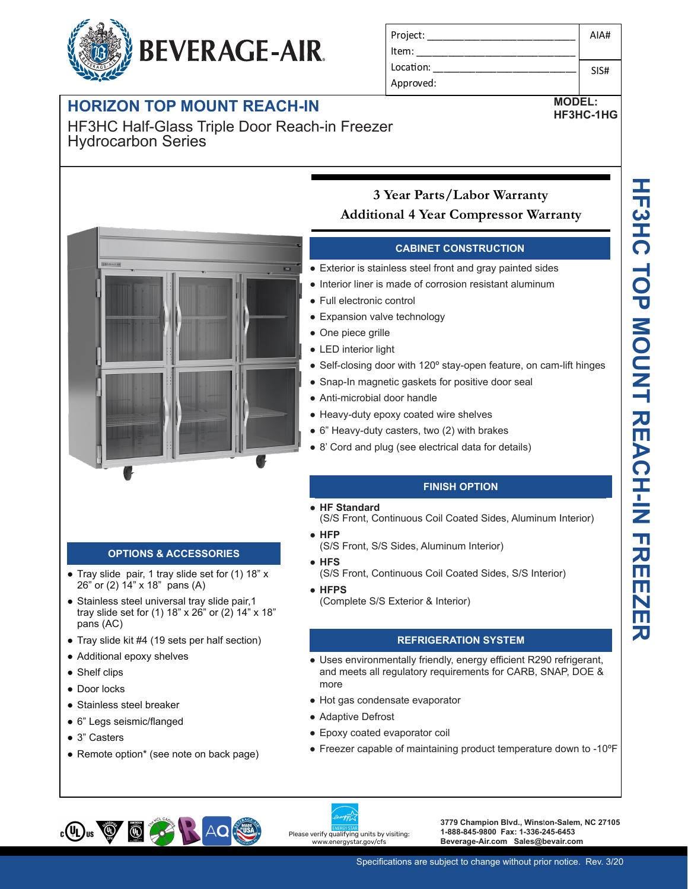# BEVERAGE-AIR

| Project: | AIA# |
| --- | --- |
| Item: | |
| Location: | SIS# |
| Approved: | |

## HORIZON TOP MOUNT REACH-IN

HF3HC Half-Glass Triple Door Reach-in Freezer
Hydrocarbon Series

**MODEL:**
**HF3HC-1HG**

HF3HC TOP MOUNT REACH-IN FREEZER

**3 Year Parts/Labor Warranty**
**Additional 4 Year Compressor Warranty**

### CABINET CONSTRUCTION

- Exterior is stainless steel front and gray painted sides
- Interior liner is made of corrosion resistant aluminum
- Full electronic control
- Expansion valve technology
- One piece grille
- LED interior light
- Self-closing door with 120º stay-open feature, on cam-lift hinges
- Snap-In magnetic gaskets for positive door seal
- Anti-microbial door handle
- Heavy-duty epoxy coated wire shelves
- 6” Heavy-duty casters, two (2) with brakes
- 8’ Cord and plug (see electrical data for details)

### FINISH OPTION

- **HF Standard**
  (S/S Front, Continuous Coil Coated Sides, Aluminum Interior)
- **HFP**
  (S/S Front, S/S Sides, Aluminum Interior)
- **HFS**
  (S/S Front, Continuous Coil Coated Sides, S/S Interior)
- **HFPS**
  (Complete S/S Exterior & Interior)

### REFRIGERATION SYSTEM

- Uses environmentally friendly, energy efficient R290 refrigerant, and meets all regulatory requirements for CARB, SNAP, DOE & more
- Hot gas condensate evaporator
- Adaptive Defrost
- Epoxy coated evaporator coil
- Freezer capable of maintaining product temperature down to -10ºF

### OPTIONS & ACCESSORIES

- Tray slide pair, 1 tray slide set for (1) 18” x 26” or (2) 14” x 18” pans (A)
- Stainless steel universal tray slide pair,1 tray slide set for (1) 18” x 26” or (2) 14” x 18” pans (AC)
- Tray slide kit #4 (19 sets per half section)
- Additional epoxy shelves
- Shelf clips
- Door locks
- Stainless steel breaker
- 6” Legs seismic/flanged
- 3” Casters
- Remote option* (see note on back page)

Please verify qualifying units by visiting: www.energystar.gov/cfs

3779 Champion Blvd., Winston-Salem, NC 27105
1-888-845-9800 Fax: 1-336-245-6453
Beverage-Air.com Sales@bevair.com

Specifications are subject to change without prior notice. Rev. 3/20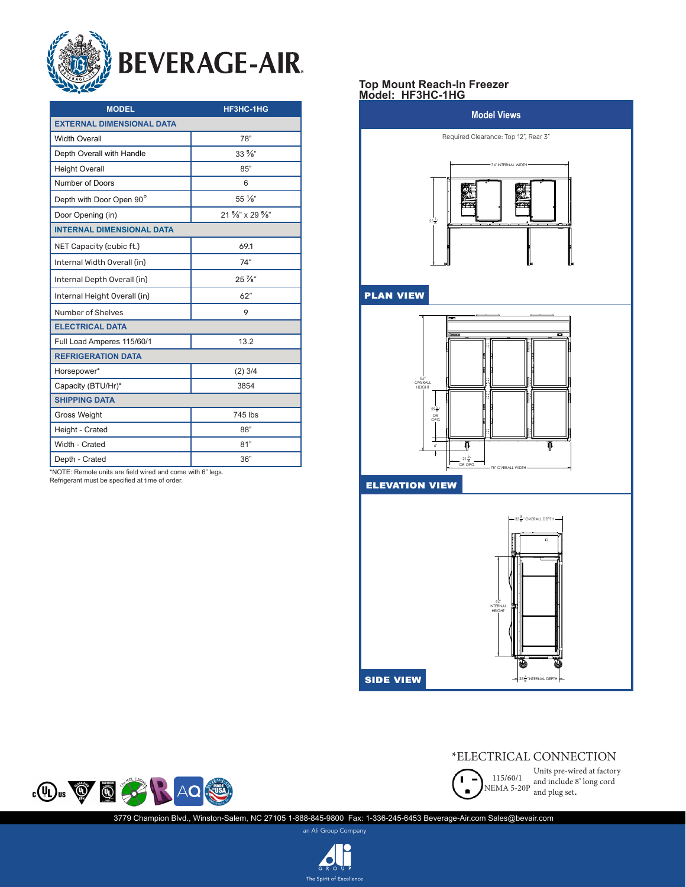# BEVERAGE-AIR

## Top Mount Reach-In Freezer
## Model: HF3HC-1HG

| MODEL | HF3HC-1HG |
|---|---|
| **EXTERNAL DIMENSIONAL DATA** | |
| Width Overall | 78" |
| Depth Overall with Handle | 33 ⅝" |
| Height Overall | 85" |
| Number of Doors | 6 |
| Depth with Door Open 90° | 55 ⅛" |
| Door Opening (in) | 21 ⅝" x 29 ⅝" |
| **INTERNAL DIMENSIONAL DATA** | |
| NET Capacity (cubic ft.) | 69.1 |
| Internal Width Overall (in) | 74" |
| Internal Depth Overall (in) | 25 ⅞" |
| Internal Height Overall (in) | 62" |
| Number of Shelves | 9 |
| **ELECTRICAL DATA** | |
| Full Load Amperes 115/60/1 | 13.2 |
| **REFRIGERATION DATA** | |
| Horsepower* | (2) 3/4 |
| Capacity (BTU/Hr)* | 3854 |
| **SHIPPING DATA** | |
| Gross Weight | 745 lbs |
| Height - Crated | 88" |
| Width - Crated | 81" |
| Depth - Crated | 36" |

*NOTE: Remote units are field wired and come with 6" legs.
Refrigerant must be specified at time of order.

### Model Views

Required Clearance: Top 12", Rear 3"

74" INTERNAL WIDTH

55 1/8"

**PLAN VIEW**

85" OVERALL HEIGHT

29 5/8" DR OPG

6"

21 5/8" DR OPG

78" OVERALL WIDTH

**ELEVATION VIEW**

33 5/8" OVERALL DEPTH

62" INTERNAL HEIGHT

25 7/8" INTERNAL DEPTH

**SIDE VIEW**

### *ELECTRICAL CONNECTION

115/60/1
NEMA 5-20P

Units pre-wired at factory and include 8' long cord and plug set.

3779 Champion Blvd., Winston-Salem, NC 27105 1-888-845-9800 Fax: 1-336-245-6453 Beverage-Air.com Sales@bevair.com

an Ali Group Company

The Spirit of Excellence